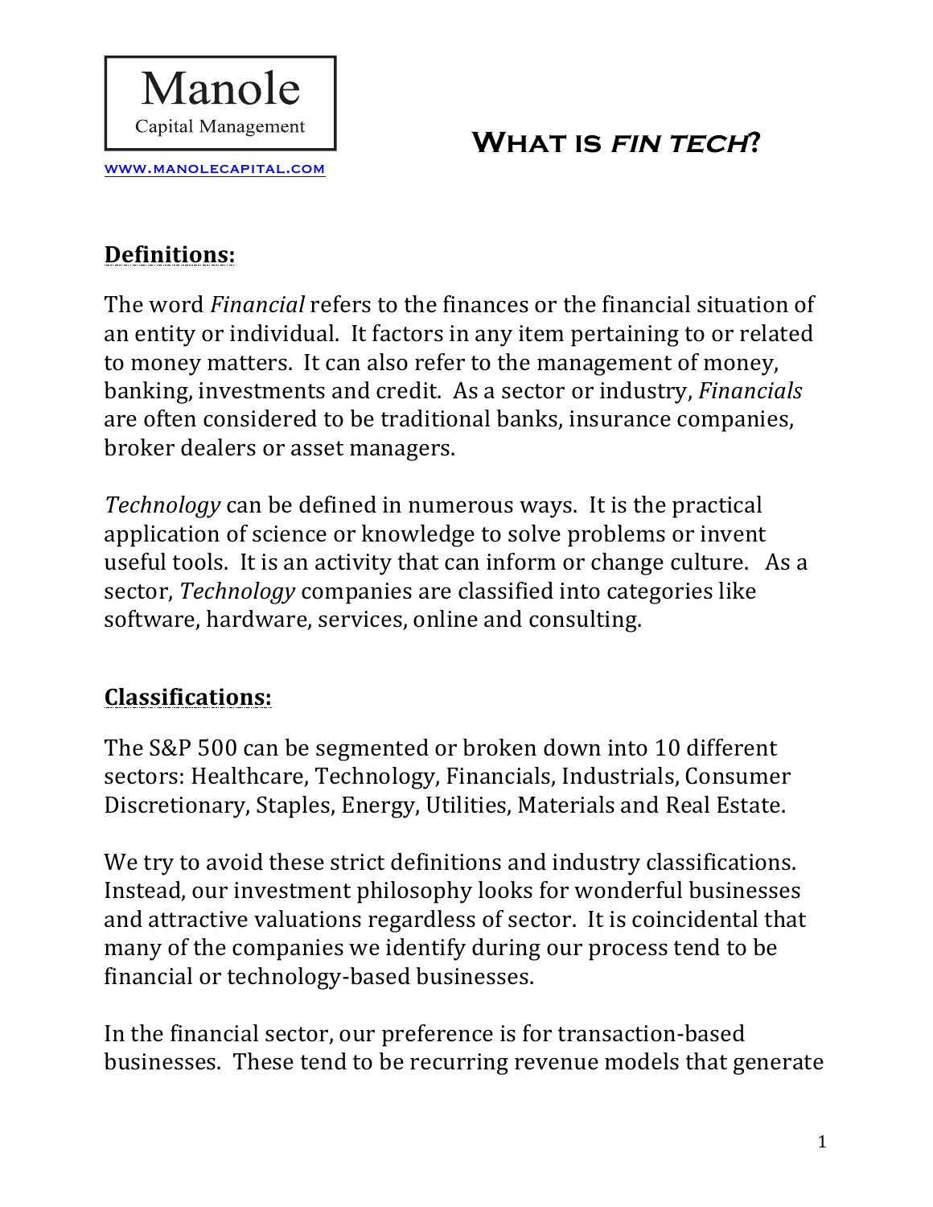Manole

Capital Management

www.manolecapital.com

# What is *fin tech*?

## Definitions:

The word *Financial* refers to the finances or the financial situation of an entity or individual. It factors in any item pertaining to or related to money matters. It can also refer to the management of money, banking, investments and credit. As a sector or industry, *Financials* are often considered to be traditional banks, insurance companies, broker dealers or asset managers.

*Technology* can be defined in numerous ways. It is the practical application of science or knowledge to solve problems or invent useful tools. It is an activity that can inform or change culture. As a sector, *Technology* companies are classified into categories like software, hardware, services, online and consulting.

## Classifications:

The S&P 500 can be segmented or broken down into 10 different sectors: Healthcare, Technology, Financials, Industrials, Consumer Discretionary, Staples, Energy, Utilities, Materials and Real Estate.

We try to avoid these strict definitions and industry classifications. Instead, our investment philosophy looks for wonderful businesses and attractive valuations regardless of sector. It is coincidental that many of the companies we identify during our process tend to be financial or technology-based businesses.

In the financial sector, our preference is for transaction-based businesses. These tend to be recurring revenue models that generate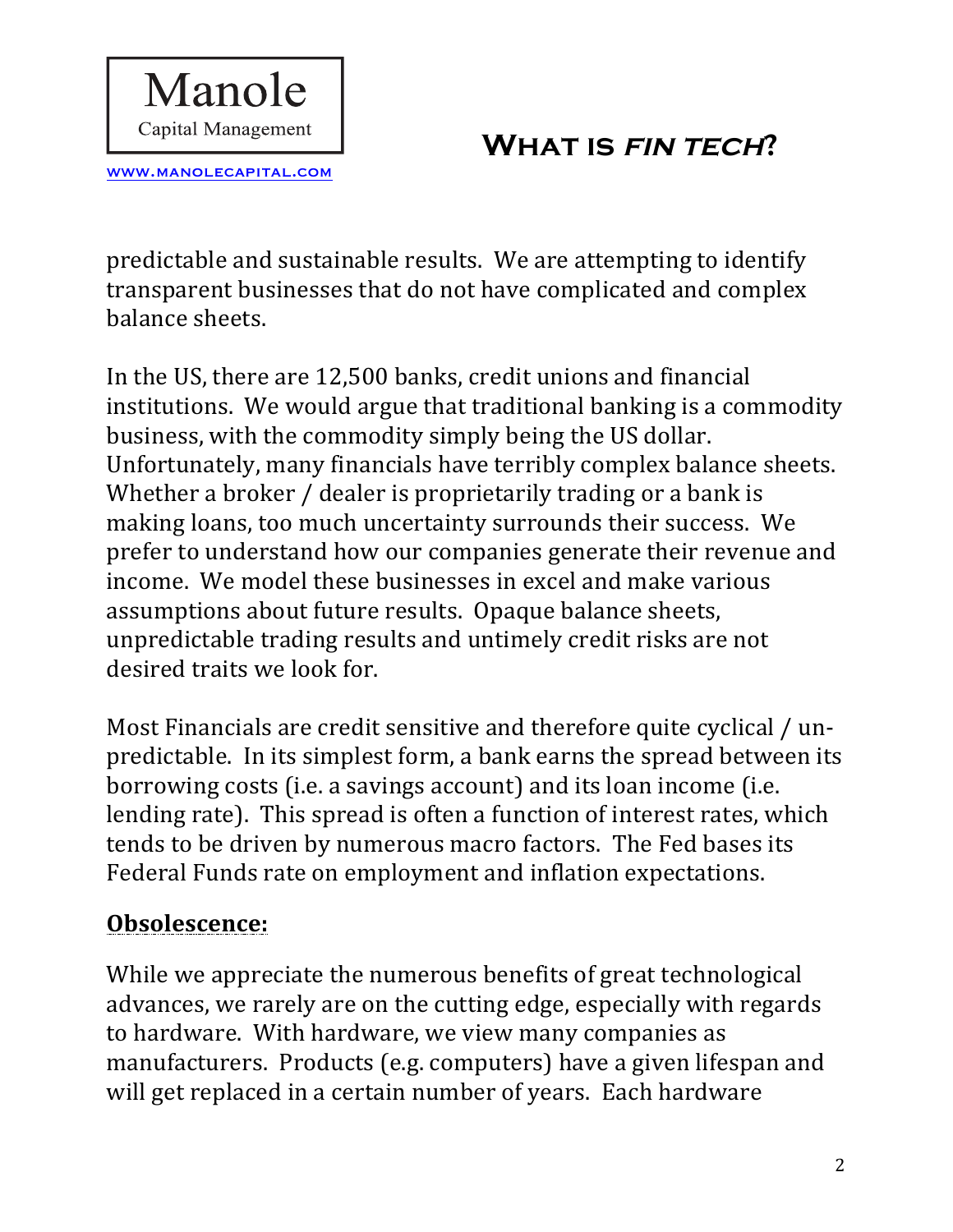predictable and sustainable results. We are attempting to identify transparent businesses that do not have complicated and complex balance sheets.

In the US, there are 12,500 banks, credit unions and financial institutions. We would argue that traditional banking is a commodity business, with the commodity simply being the US dollar. Unfortunately, many financials have terribly complex balance sheets. Whether a broker / dealer is proprietarily trading or a bank is making loans, too much uncertainty surrounds their success. We prefer to understand how our companies generate their revenue and income. We model these businesses in excel and make various assumptions about future results. Opaque balance sheets, unpredictable trading results and untimely credit risks are not desired traits we look for.

Most Financials are credit sensitive and therefore quite cyclical / un-predictable. In its simplest form, a bank earns the spread between its borrowing costs (i.e. a savings account) and its loan income (i.e. lending rate). This spread is often a function of interest rates, which tends to be driven by numerous macro factors. The Fed bases its Federal Funds rate on employment and inflation expectations.

## Obsolescence:

While we appreciate the numerous benefits of great technological advances, we rarely are on the cutting edge, especially with regards to hardware. With hardware, we view many companies as manufacturers. Products (e.g. computers) have a given lifespan and will get replaced in a certain number of years. Each hardware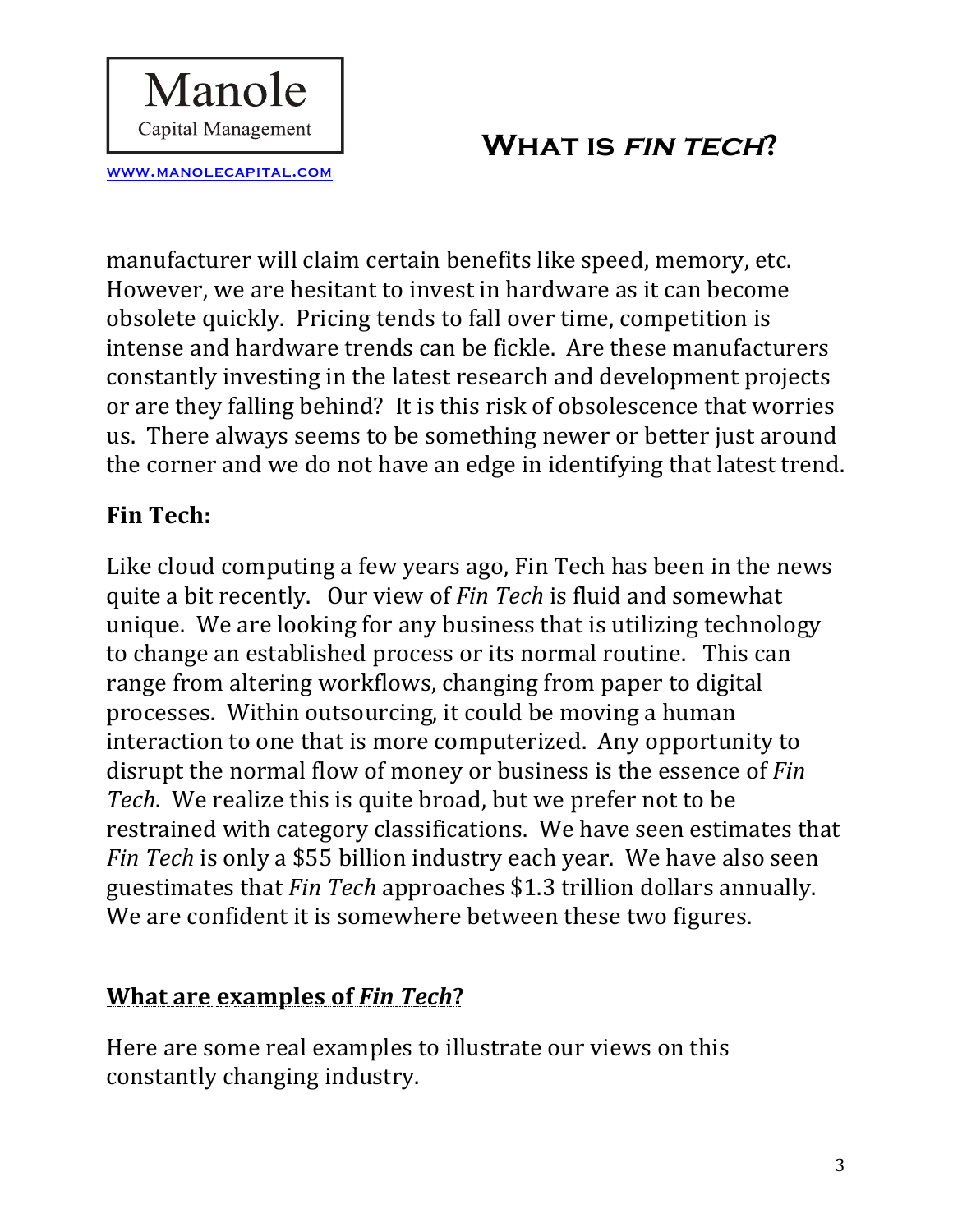manufacturer will claim certain benefits like speed, memory, etc. However, we are hesitant to invest in hardware as it can become obsolete quickly. Pricing tends to fall over time, competition is intense and hardware trends can be fickle. Are these manufacturers constantly investing in the latest research and development projects or are they falling behind? It is this risk of obsolescence that worries us. There always seems to be something newer or better just around the corner and we do not have an edge in identifying that latest trend.

## Fin Tech:

Like cloud computing a few years ago, Fin Tech has been in the news quite a bit recently. Our view of *Fin Tech* is fluid and somewhat unique. We are looking for any business that is utilizing technology to change an established process or its normal routine. This can range from altering workflows, changing from paper to digital processes. Within outsourcing, it could be moving a human interaction to one that is more computerized. Any opportunity to disrupt the normal flow of money or business is the essence of *Fin Tech*. We realize this is quite broad, but we prefer not to be restrained with category classifications. We have seen estimates that *Fin Tech* is only a $55 billion industry each year. We have also seen guestimates that *Fin Tech* approaches $1.3 trillion dollars annually. We are confident it is somewhere between these two figures.

## What are examples of *Fin Tech*?

Here are some real examples to illustrate our views on this constantly changing industry.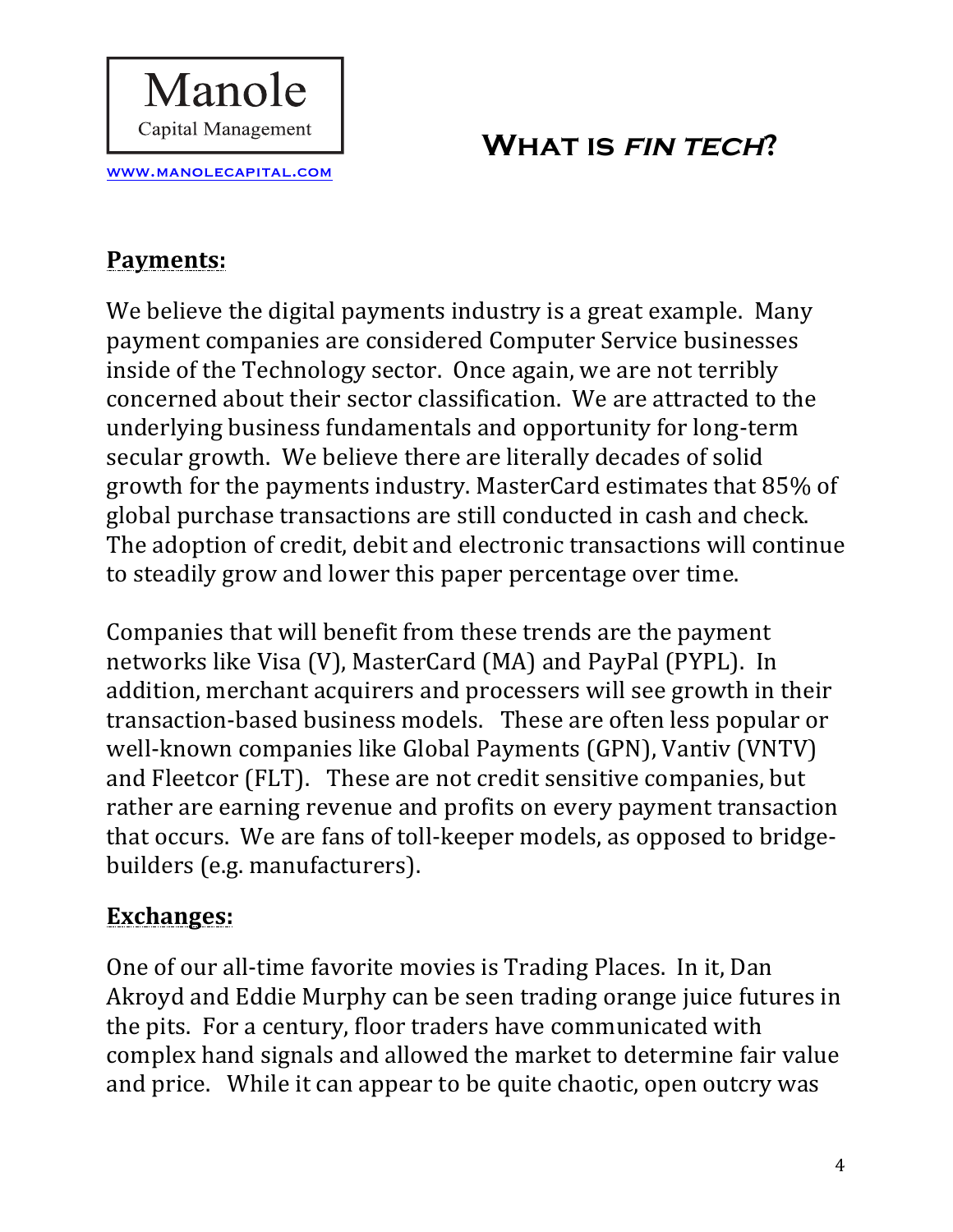## **Payments:**

We believe the digital payments industry is a great example. Many payment companies are considered Computer Service businesses inside of the Technology sector. Once again, we are not terribly concerned about their sector classification. We are attracted to the underlying business fundamentals and opportunity for long-term secular growth. We believe there are literally decades of solid growth for the payments industry. MasterCard estimates that 85% of global purchase transactions are still conducted in cash and check. The adoption of credit, debit and electronic transactions will continue to steadily grow and lower this paper percentage over time.

Companies that will benefit from these trends are the payment networks like Visa (V), MasterCard (MA) and PayPal (PYPL). In addition, merchant acquirers and processers will see growth in their transaction-based business models. These are often less popular or well-known companies like Global Payments (GPN), Vantiv (VNTV) and Fleetcor (FLT). These are not credit sensitive companies, but rather are earning revenue and profits on every payment transaction that occurs. We are fans of toll-keeper models, as opposed to bridge-builders (e.g. manufacturers).

## **Exchanges:**

One of our all-time favorite movies is Trading Places. In it, Dan Akroyd and Eddie Murphy can be seen trading orange juice futures in the pits. For a century, floor traders have communicated with complex hand signals and allowed the market to determine fair value and price. While it can appear to be quite chaotic, open outcry was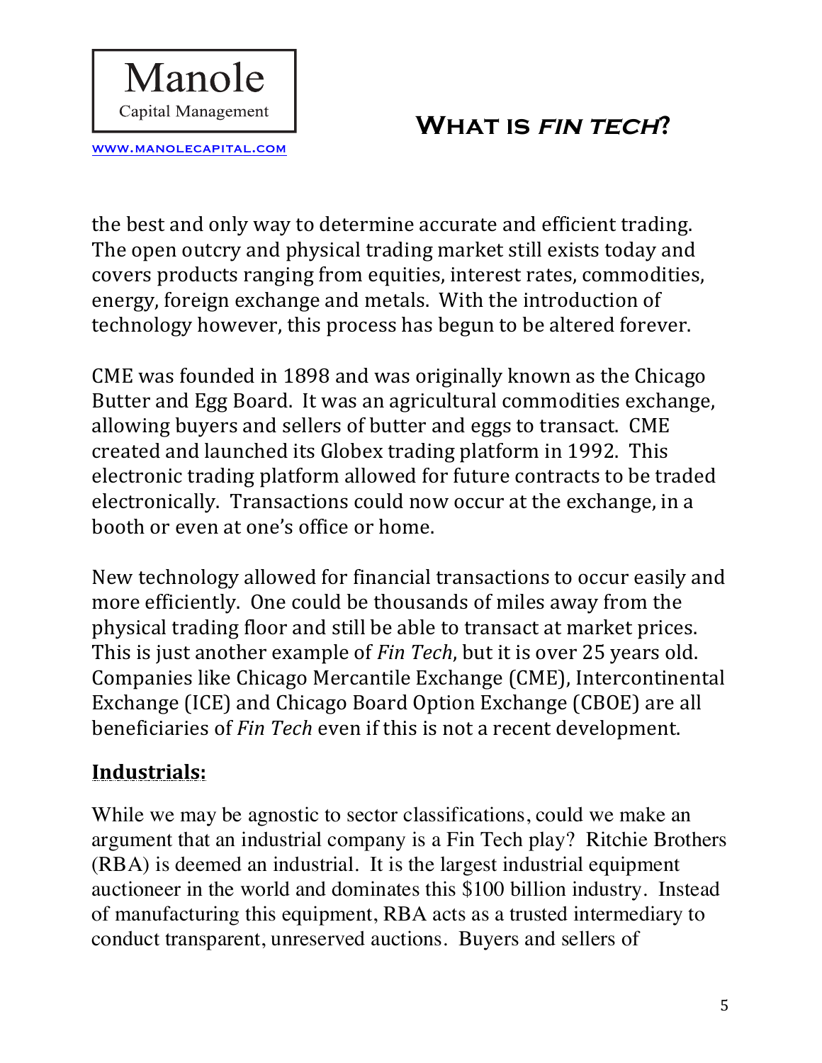the best and only way to determine accurate and efficient trading. The open outcry and physical trading market still exists today and covers products ranging from equities, interest rates, commodities, energy, foreign exchange and metals. With the introduction of technology however, this process has begun to be altered forever.

CME was founded in 1898 and was originally known as the Chicago Butter and Egg Board. It was an agricultural commodities exchange, allowing buyers and sellers of butter and eggs to transact. CME created and launched its Globex trading platform in 1992. This electronic trading platform allowed for future contracts to be traded electronically. Transactions could now occur at the exchange, in a booth or even at one's office or home.

New technology allowed for financial transactions to occur easily and more efficiently. One could be thousands of miles away from the physical trading floor and still be able to transact at market prices. This is just another example of *Fin Tech*, but it is over 25 years old. Companies like Chicago Mercantile Exchange (CME), Intercontinental Exchange (ICE) and Chicago Board Option Exchange (CBOE) are all beneficiaries of *Fin Tech* even if this is not a recent development.

## **Industrials:**

While we may be agnostic to sector classifications, could we make an argument that an industrial company is a Fin Tech play? Ritchie Brothers (RBA) is deemed an industrial. It is the largest industrial equipment auctioneer in the world and dominates this $100 billion industry. Instead of manufacturing this equipment, RBA acts as a trusted intermediary to conduct transparent, unreserved auctions. Buyers and sellers of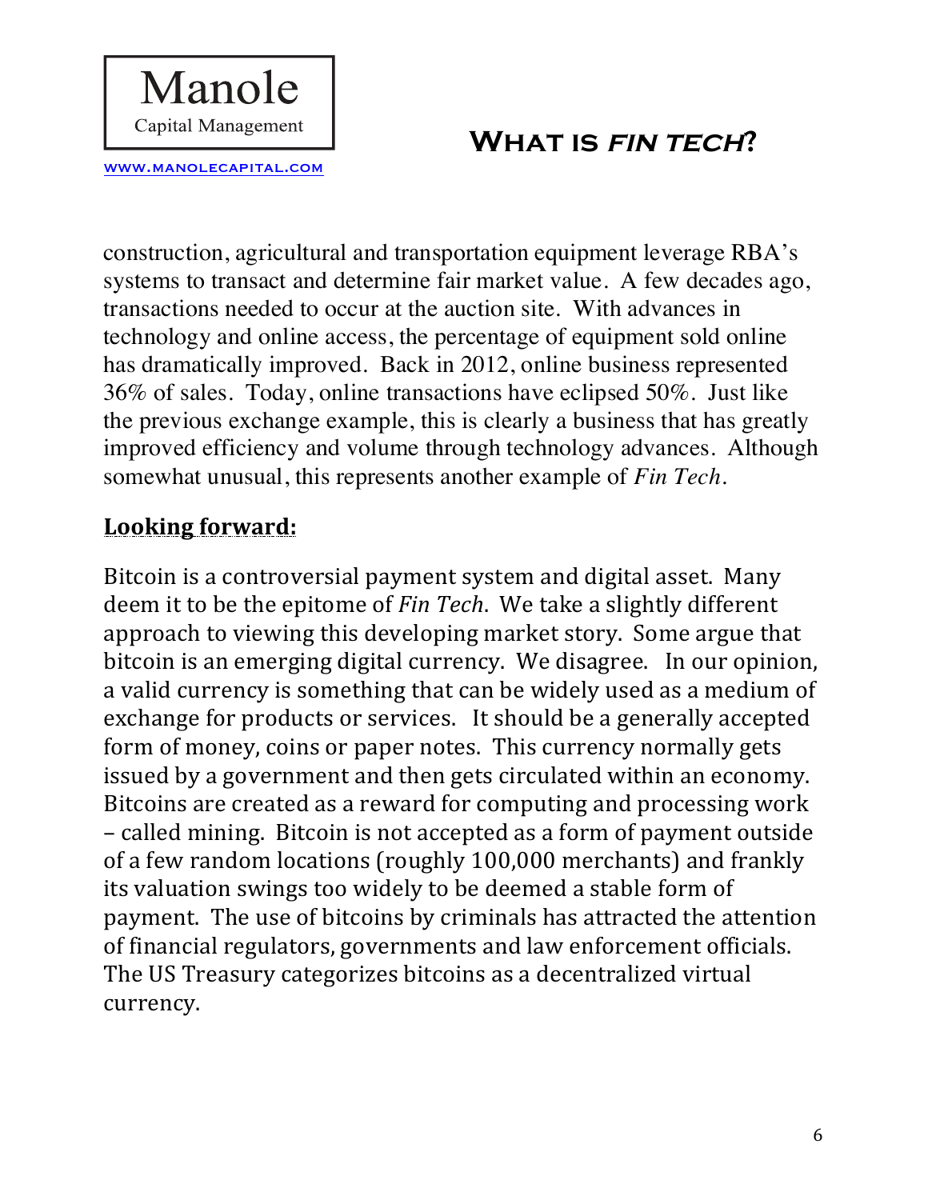construction, agricultural and transportation equipment leverage RBA's systems to transact and determine fair market value. A few decades ago, transactions needed to occur at the auction site. With advances in technology and online access, the percentage of equipment sold online has dramatically improved. Back in 2012, online business represented 36% of sales. Today, online transactions have eclipsed 50%. Just like the previous exchange example, this is clearly a business that has greatly improved efficiency and volume through technology advances. Although somewhat unusual, this represents another example of *Fin Tech*.

## Looking forward:

Bitcoin is a controversial payment system and digital asset. Many deem it to be the epitome of *Fin Tech*. We take a slightly different approach to viewing this developing market story. Some argue that bitcoin is an emerging digital currency. We disagree. In our opinion, a valid currency is something that can be widely used as a medium of exchange for products or services. It should be a generally accepted form of money, coins or paper notes. This currency normally gets issued by a government and then gets circulated within an economy. Bitcoins are created as a reward for computing and processing work – called mining. Bitcoin is not accepted as a form of payment outside of a few random locations (roughly 100,000 merchants) and frankly its valuation swings too widely to be deemed a stable form of payment. The use of bitcoins by criminals has attracted the attention of financial regulators, governments and law enforcement officials. The US Treasury categorizes bitcoins as a decentralized virtual currency.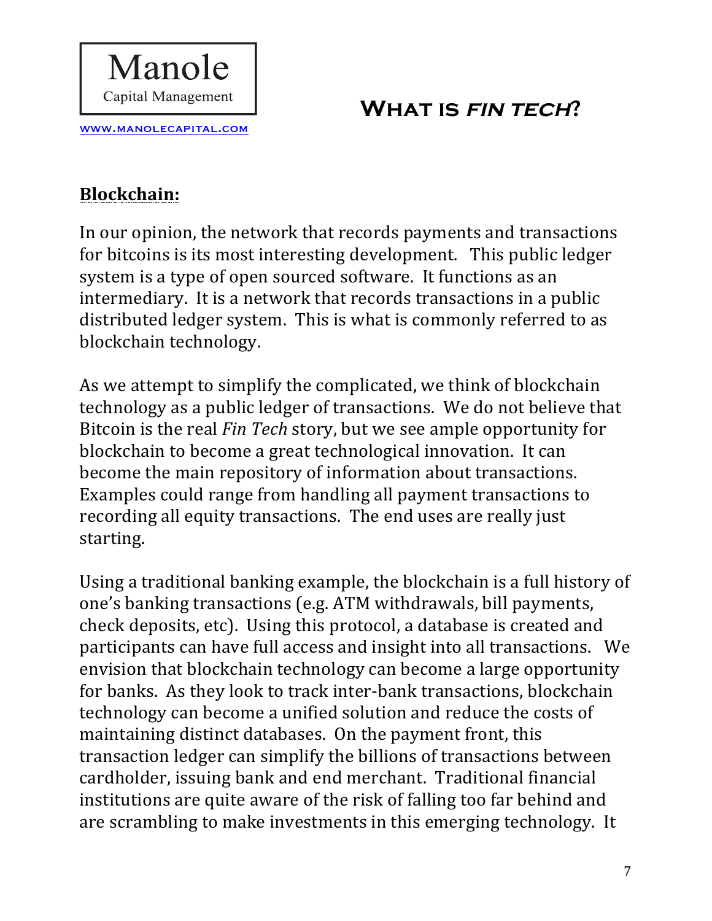## Blockchain:

In our opinion, the network that records payments and transactions for bitcoins is its most interesting development. This public ledger system is a type of open sourced software. It functions as an intermediary. It is a network that records transactions in a public distributed ledger system. This is what is commonly referred to as blockchain technology.

As we attempt to simplify the complicated, we think of blockchain technology as a public ledger of transactions. We do not believe that Bitcoin is the real *Fin Tech* story, but we see ample opportunity for blockchain to become a great technological innovation. It can become the main repository of information about transactions. Examples could range from handling all payment transactions to recording all equity transactions. The end uses are really just starting.

Using a traditional banking example, the blockchain is a full history of one's banking transactions (e.g. ATM withdrawals, bill payments, check deposits, etc). Using this protocol, a database is created and participants can have full access and insight into all transactions. We envision that blockchain technology can become a large opportunity for banks. As they look to track inter-bank transactions, blockchain technology can become a unified solution and reduce the costs of maintaining distinct databases. On the payment front, this transaction ledger can simplify the billions of transactions between cardholder, issuing bank and end merchant. Traditional financial institutions are quite aware of the risk of falling too far behind and are scrambling to make investments in this emerging technology. It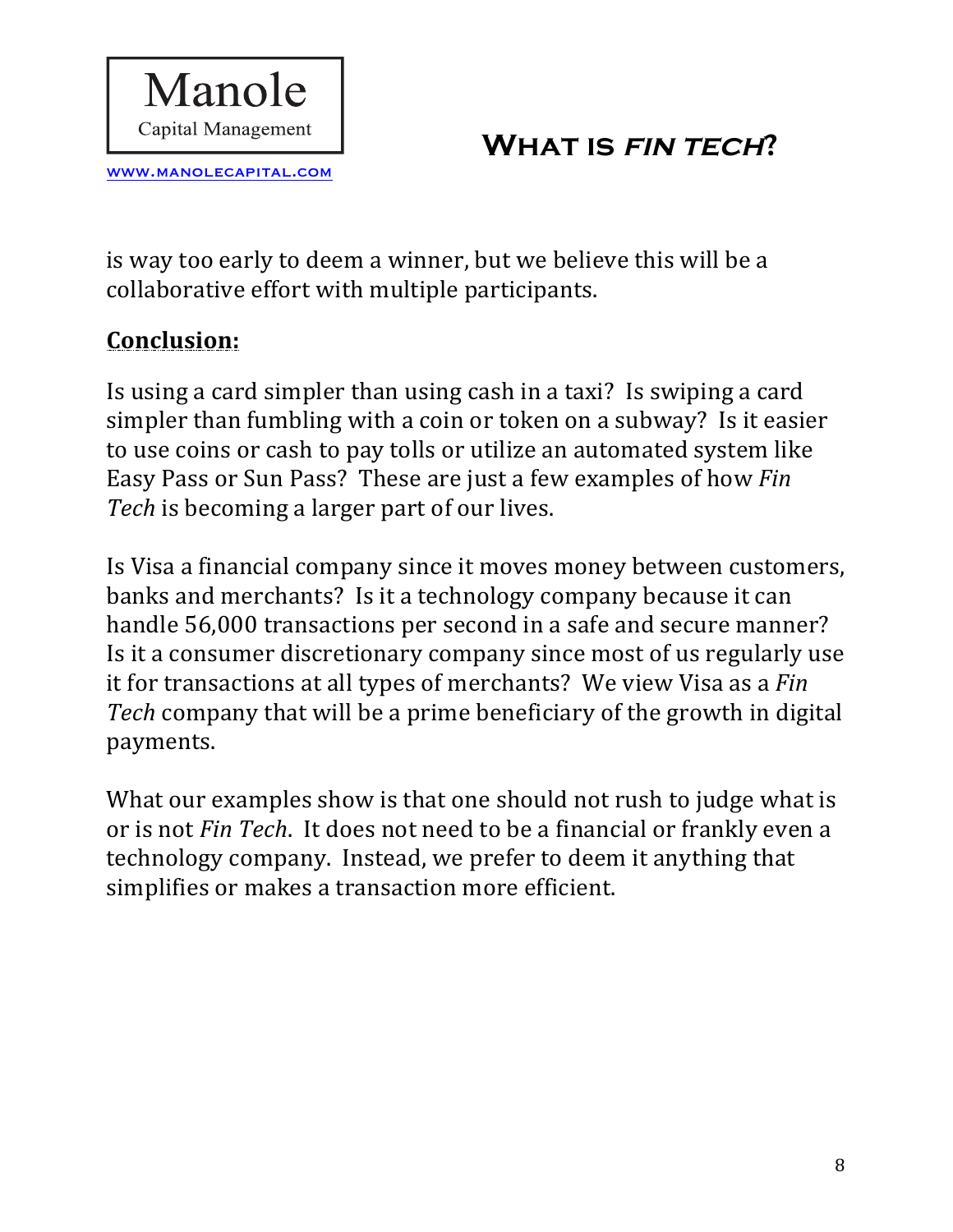is way too early to deem a winner, but we believe this will be a collaborative effort with multiple participants.

**Conclusion:**

Is using a card simpler than using cash in a taxi? Is swiping a card simpler than fumbling with a coin or token on a subway? Is it easier to use coins or cash to pay tolls or utilize an automated system like Easy Pass or Sun Pass? These are just a few examples of how *Fin Tech* is becoming a larger part of our lives.

Is Visa a financial company since it moves money between customers, banks and merchants? Is it a technology company because it can handle 56,000 transactions per second in a safe and secure manner? Is it a consumer discretionary company since most of us regularly use it for transactions at all types of merchants? We view Visa as a *Fin Tech* company that will be a prime beneficiary of the growth in digital payments.

What our examples show is that one should not rush to judge what is or is not *Fin Tech*. It does not need to be a financial or frankly even a technology company. Instead, we prefer to deem it anything that simplifies or makes a transaction more efficient.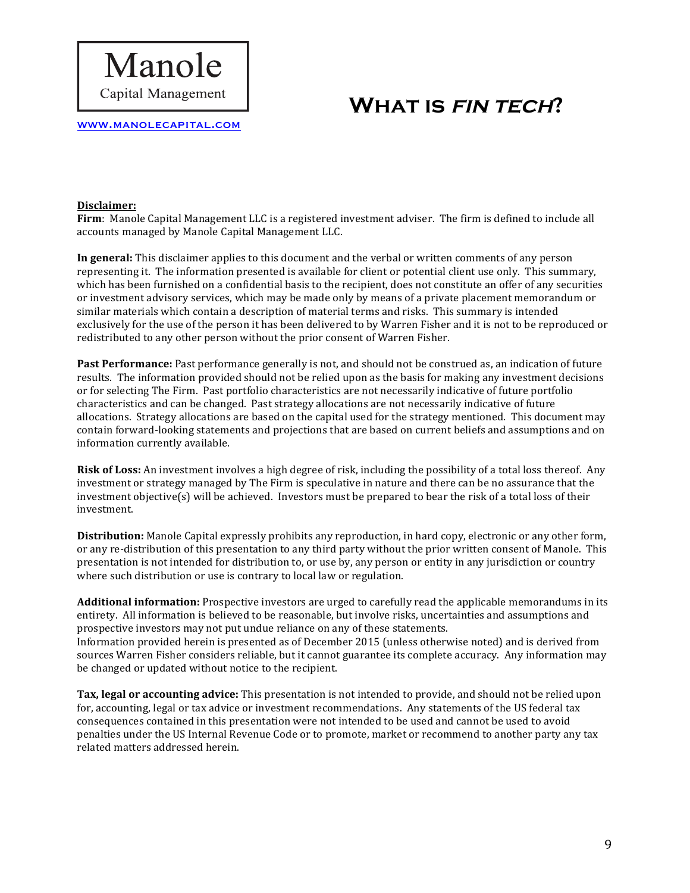Manole

Capital Management

www.manolecapital.com

# What is *fin tech*?

**Disclaimer:**

**Firm**: Manole Capital Management LLC is a registered investment adviser. The firm is defined to include all accounts managed by Manole Capital Management LLC.

**In general:** This disclaimer applies to this document and the verbal or written comments of any person representing it. The information presented is available for client or potential client use only. This summary, which has been furnished on a confidential basis to the recipient, does not constitute an offer of any securities or investment advisory services, which may be made only by means of a private placement memorandum or similar materials which contain a description of material terms and risks. This summary is intended exclusively for the use of the person it has been delivered to by Warren Fisher and it is not to be reproduced or redistributed to any other person without the prior consent of Warren Fisher.

**Past Performance:** Past performance generally is not, and should not be construed as, an indication of future results. The information provided should not be relied upon as the basis for making any investment decisions or for selecting The Firm. Past portfolio characteristics are not necessarily indicative of future portfolio characteristics and can be changed. Past strategy allocations are not necessarily indicative of future allocations. Strategy allocations are based on the capital used for the strategy mentioned. This document may contain forward-looking statements and projections that are based on current beliefs and assumptions and on information currently available.

**Risk of Loss:** An investment involves a high degree of risk, including the possibility of a total loss thereof. Any investment or strategy managed by The Firm is speculative in nature and there can be no assurance that the investment objective(s) will be achieved. Investors must be prepared to bear the risk of a total loss of their investment.

**Distribution:** Manole Capital expressly prohibits any reproduction, in hard copy, electronic or any other form, or any re-distribution of this presentation to any third party without the prior written consent of Manole. This presentation is not intended for distribution to, or use by, any person or entity in any jurisdiction or country where such distribution or use is contrary to local law or regulation.

**Additional information:** Prospective investors are urged to carefully read the applicable memorandums in its entirety. All information is believed to be reasonable, but involve risks, uncertainties and assumptions and prospective investors may not put undue reliance on any of these statements.
Information provided herein is presented as of December 2015 (unless otherwise noted) and is derived from sources Warren Fisher considers reliable, but it cannot guarantee its complete accuracy. Any information may be changed or updated without notice to the recipient.

**Tax, legal or accounting advice:** This presentation is not intended to provide, and should not be relied upon for, accounting, legal or tax advice or investment recommendations. Any statements of the US federal tax consequences contained in this presentation were not intended to be used and cannot be used to avoid penalties under the US Internal Revenue Code or to promote, market or recommend to another party any tax related matters addressed herein.